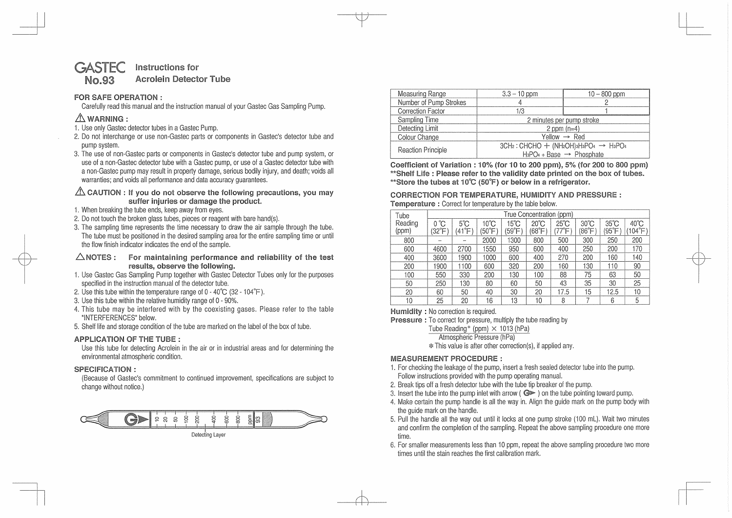# GASTEC No.93 Instructions for Acrolein Detector Tube

## FOR SAFE OPERATION :

Carefully read this manual and the instruction manual of your Gastec Gas Sampling Pump.

### ⚠ WARNING :

1. Use only Gastec detector tubes in a Gastec Pump.
2. Do not interchange or use non-Gastec parts or components in Gastec's detector tube and pump system.
3. The use of non-Gastec parts or components in Gastec's detector tube and pump system, or use of a non-Gastec detector tube with a Gastec pump, or use of a Gastec detector tube with a non-Gastec pump may result in property damage, serious bodily injury, and death; voids all warranties; and voids all performance and data accuracy guarantees.

### ⚠ CAUTION : If you do not observe the following precautions, you may suffer injuries or damage the product.

1. When breaking the tube ends, keep away from eyes.
2. Do not touch the broken glass tubes, pieces or reagent with bare hand(s).
3. The sampling time represents the time necessary to draw the air sample through the tube. The tube must be positioned in the desired sampling area for the entire sampling time or until the flow finish indicator indicates the end of the sample.

### △ NOTES : For maintaining performance and reliability of the test results, observe the following.

1. Use Gastec Gas Sampling Pump together with Gastec Detector Tubes only for the purposes specified in the instruction manual of the detector tube.
2. Use this tube within the temperature range of 0 - 40℃ (32 - 104℉).
3. Use this tube within the relative humidity range of 0 - 90%.
4. This tube may be interfered with by the coexisting gases. Please refer to the table "INTERFERENCES" below.
5. Shelf life and storage condition of the tube are marked on the label of the box of tube.

## APPLICATION OF THE TUBE :

Use this tube for detecting Acrolein in the air or in industrial areas and for determining the environmental atmospheric condition.

## SPECIFICATION :

(Because of Gastec's commitment to continued improvement, specifications are subject to change without notice.)

Detecting Layer

| Measuring Range | 3.3 – 10 ppm | 10 – 800 ppm |
|---|---|---|
| Number of Pump Strokes | 4 | 2 |
| Correction Factor | 1/3 | 1 |
| Sampling Time | 2 minutes per pump stroke | |
| Detecting Limit | 2 ppm (n=4) | |
| Colour Change | Yellow → Red | |
| Reaction Principle | $3CH_2:CHCHO + (NH_2OH)_3H_3PO_4 \rightarrow H_3PO_4$ <br> $H_3PO_4 + Base \rightarrow Phosphate$ | |

**Coefficient of Variation : 10% (for 10 to 200 ppm), 5% (for 200 to 800 ppm)**
**\*\*Shelf Life : Please refer to the validity date printed on the box of tubes.**
**\*\*Store the tubes at 10℃ (50℉) or below in a refrigerator.**

## CORRECTION FOR TEMPERATURE, HUMIDITY AND PRESSURE :

**Temperature :** Correct for temperature by the table below.

| Tube Reading (ppm) | True Concentration (ppm) | | | | | | | | |
|---|---|---|---|---|---|---|---|---|---|
| | 0℃ (32℉) | 5℃ (41℉) | 10℃ (50℉) | 15℃ (59℉) | 20℃ (68℉) | 25℃ (77℉) | 30℃ (86℉) | 35℃ (95℉) | 40℃ (104℉) |
| 800 | – | – | 2000 | 1300 | 800 | 500 | 300 | 250 | 200 |
| 600 | 4600 | 2700 | 1550 | 950 | 600 | 400 | 250 | 200 | 170 |
| 400 | 3600 | 1900 | 1000 | 600 | 400 | 270 | 200 | 160 | 140 |
| 200 | 1900 | 1100 | 600 | 320 | 200 | 160 | 130 | 110 | 90 |
| 100 | 550 | 330 | 200 | 130 | 100 | 88 | 75 | 63 | 50 |
| 50 | 250 | 130 | 80 | 60 | 50 | 43 | 35 | 30 | 25 |
| 20 | 60 | 50 | 40 | 30 | 20 | 17.5 | 15 | 12.5 | 10 |
| 10 | 25 | 20 | 16 | 13 | 10 | 8 | 7 | 6 | 5 |

**Humidity :** No correction is required.

**Pressure :** To correct for pressure, multiply the tube reading by

$$\frac{\text{Tube Reading}^{*}\ (\text{ppm}) \times 1013\ (\text{hPa})}{\text{Atmospheric Pressure (hPa)}}$$

\* This value is after other correction(s), if applied any.

## MEASUREMENT PROCEDURE :

1. For checking the leakage of the pump, insert a fresh sealed detector tube into the pump. Follow instructions provided with the pump operating manual.
2. Break tips off a fresh detector tube with the tube tip breaker of the pump.
3. Insert the tube into the pump inlet with arrow ( G▶ ) on the tube pointing toward pump.
4. Make certain the pump handle is all the way in. Align the guide mark on the pump body with the guide mark on the handle.
5. Pull the handle all the way out until it locks at one pump stroke (100 mL). Wait two minutes and confirm the completion of the sampling. Repeat the above sampling procedure one more time.
6. For smaller measurements less than 10 ppm, repeat the above sampling procedure two more times until the stain reaches the first calibration mark.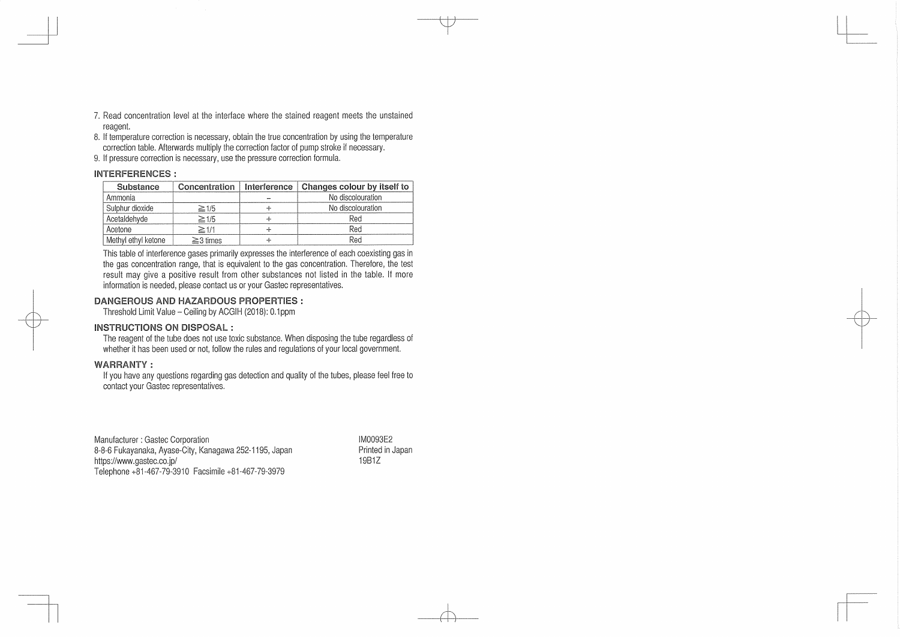7. Read concentration level at the interface where the stained reagent meets the unstained reagent.
8. If temperature correction is necessary, obtain the true concentration by using the temperature correction table. Afterwards multiply the correction factor of pump stroke if necessary.
9. If pressure correction is necessary, use the pressure correction formula.

## INTERFERENCES :

| Substance | Concentration | Interference | Changes colour by itself to |
|---|---|---|---|
| Ammonia | | – | No discolouration |
| Sulphur dioxide | ≧1/5 | + | No discolouration |
| Acetaldehyde | ≧1/5 | + | Red |
| Acetone | ≧1/1 | + | Red |
| Methyl ethyl ketone | ≧3 times | + | Red |

This table of interference gases primarily expresses the interference of each coexisting gas in the gas concentration range, that is equivalent to the gas concentration. Therefore, the test result may give a positive result from other substances not listed in the table. If more information is needed, please contact us or your Gastec representatives.

## DANGEROUS AND HAZARDOUS PROPERTIES :

Threshold Limit Value – Ceiling by ACGIH (2018): 0.1ppm

## INSTRUCTIONS ON DISPOSAL :

The reagent of the tube does not use toxic substance. When disposing the tube regardless of whether it has been used or not, follow the rules and regulations of your local government.

## WARRANTY :

If you have any questions regarding gas detection and quality of the tubes, please feel free to contact your Gastec representatives.

Manufacturer : Gastec Corporation
8-8-6 Fukayanaka, Ayase-City, Kanagawa 252-1195, Japan
https://www.gastec.co.jp/
Telephone +81-467-79-3910 Facsimile +81-467-79-3979

IM0093E2
Printed in Japan
19B1Z